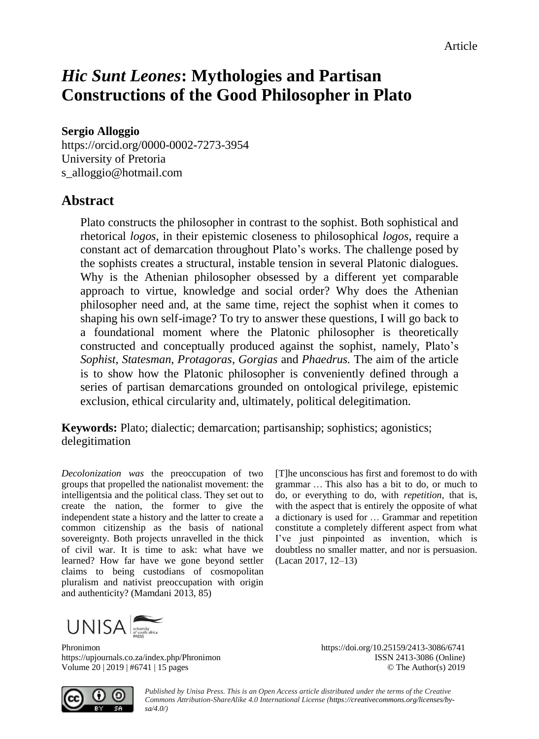Article

# *Hic Sunt Leones*: Mythologies and Partisan Constructions of the Good Philosopher in Plato

**Sergio Alloggio**
https://orcid.org/0000-0002-7273-3954
University of Pretoria
s_alloggio@hotmail.com

## Abstract

Plato constructs the philosopher in contrast to the sophist. Both sophistical and rhetorical *logos*, in their epistemic closeness to philosophical *logos*, require a constant act of demarcation throughout Plato's works. The challenge posed by the sophists creates a structural, instable tension in several Platonic dialogues. Why is the Athenian philosopher obsessed by a different yet comparable approach to virtue, knowledge and social order? Why does the Athenian philosopher need and, at the same time, reject the sophist when it comes to shaping his own self-image? To try to answer these questions, I will go back to a foundational moment where the Platonic philosopher is theoretically constructed and conceptually produced against the sophist, namely, Plato's *Sophist*, *Statesman*, *Protagoras*, *Gorgias* and *Phaedrus.* The aim of the article is to show how the Platonic philosopher is conveniently defined through a series of partisan demarcations grounded on ontological privilege, epistemic exclusion, ethical circularity and, ultimately, political delegitimation.

**Keywords:** Plato; dialectic; demarcation; partisanship; sophistics; agonistics; delegitimation

*Decolonization was* the preoccupation of two groups that propelled the nationalist movement: the intelligentsia and the political class. They set out to create the nation, the former to give the independent state a history and the latter to create a common citizenship as the basis of national sovereignty. Both projects unravelled in the thick of civil war. It is time to ask: what have we learned? How far have we gone beyond settler claims to being custodians of cosmopolitan pluralism and nativist preoccupation with origin and authenticity? (Mamdani 2013, 85)

[T]he unconscious has first and foremost to do with grammar … This also has a bit to do, or much to do, or everything to do, with *repetition*, that is, with the aspect that is entirely the opposite of what a dictionary is used for … Grammar and repetition constitute a completely different aspect from what I've just pinpointed as invention, which is doubtless no smaller matter, and nor is persuasion. (Lacan 2017, 12–13)

Phronimon
https://upjournals.co.za/index.php/Phronimon
Volume 20 | 2019 | #6741 | 15 pages

https://doi.org/10.25159/2413-3086/6741
ISSN 2413-3086 (Online)
© The Author(s) 2019

*Published by Unisa Press. This is an Open Access article distributed under the terms of the Creative Commons Attribution-ShareAlike 4.0 International License (https://creativecommons.org/licenses/by-sa/4.0/)*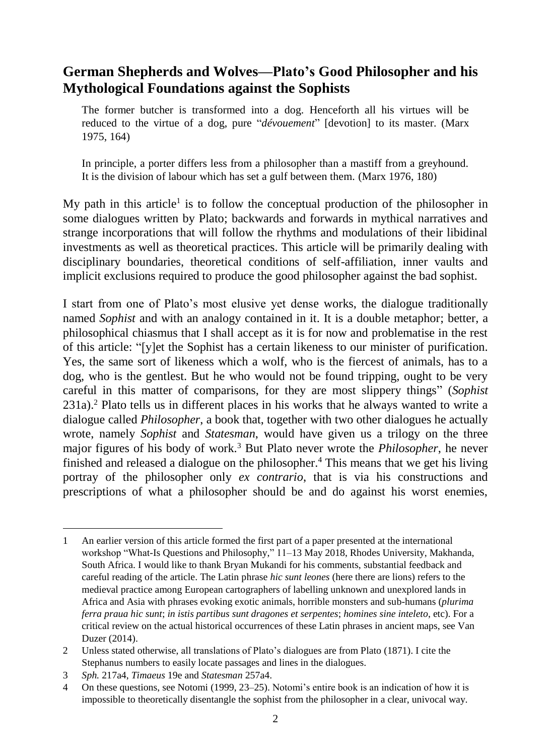## German Shepherds and Wolves—Plato's Good Philosopher and his Mythological Foundations against the Sophists

> The former butcher is transformed into a dog. Henceforth all his virtues will be reduced to the virtue of a dog, pure "*dévouement*" [devotion] to its master. (Marx 1975, 164)

> In principle, a porter differs less from a philosopher than a mastiff from a greyhound. It is the division of labour which has set a gulf between them. (Marx 1976, 180)

My path in this article[1] is to follow the conceptual production of the philosopher in some dialogues written by Plato; backwards and forwards in mythical narratives and strange incorporations that will follow the rhythms and modulations of their libidinal investments as well as theoretical practices. This article will be primarily dealing with disciplinary boundaries, theoretical conditions of self-affiliation, inner vaults and implicit exclusions required to produce the good philosopher against the bad sophist.

I start from one of Plato's most elusive yet dense works, the dialogue traditionally named *Sophist* and with an analogy contained in it. It is a double metaphor; better, a philosophical chiasmus that I shall accept as it is for now and problematise in the rest of this article: "[y]et the Sophist has a certain likeness to our minister of purification. Yes, the same sort of likeness which a wolf, who is the fiercest of animals, has to a dog, who is the gentlest. But he who would not be found tripping, ought to be very careful in this matter of comparisons, for they are most slippery things" (*Sophist* 231a).[2] Plato tells us in different places in his works that he always wanted to write a dialogue called *Philosopher*, a book that, together with two other dialogues he actually wrote, namely *Sophist* and *Statesman*, would have given us a trilogy on the three major figures of his body of work.[3] But Plato never wrote the *Philosopher*, he never finished and released a dialogue on the philosopher.[4] This means that we get his living portray of the philosopher only *ex contrario*, that is via his constructions and prescriptions of what a philosopher should be and do against his worst enemies,

---

1 An earlier version of this article formed the first part of a paper presented at the international workshop "What-Is Questions and Philosophy," 11–13 May 2018, Rhodes University, Makhanda, South Africa. I would like to thank Bryan Mukandi for his comments, substantial feedback and careful reading of the article. The Latin phrase *hic sunt leones* (here there are lions) refers to the medieval practice among European cartographers of labelling unknown and unexplored lands in Africa and Asia with phrases evoking exotic animals, horrible monsters and sub-humans (*plurima ferra praua hic sunt*; *in istis partibus sunt dragones et serpentes*; *homines sine inteleto*, etc). For a critical review on the actual historical occurrences of these Latin phrases in ancient maps, see Van Duzer (2014).

2 Unless stated otherwise, all translations of Plato's dialogues are from Plato (1871). I cite the Stephanus numbers to easily locate passages and lines in the dialogues.

3 *Sph.* 217a4, *Timaeus* 19e and *Statesman* 257a4.

4 On these questions, see Notomi (1999, 23–25). Notomi's entire book is an indication of how it is impossible to theoretically disentangle the sophist from the philosopher in a clear, univocal way.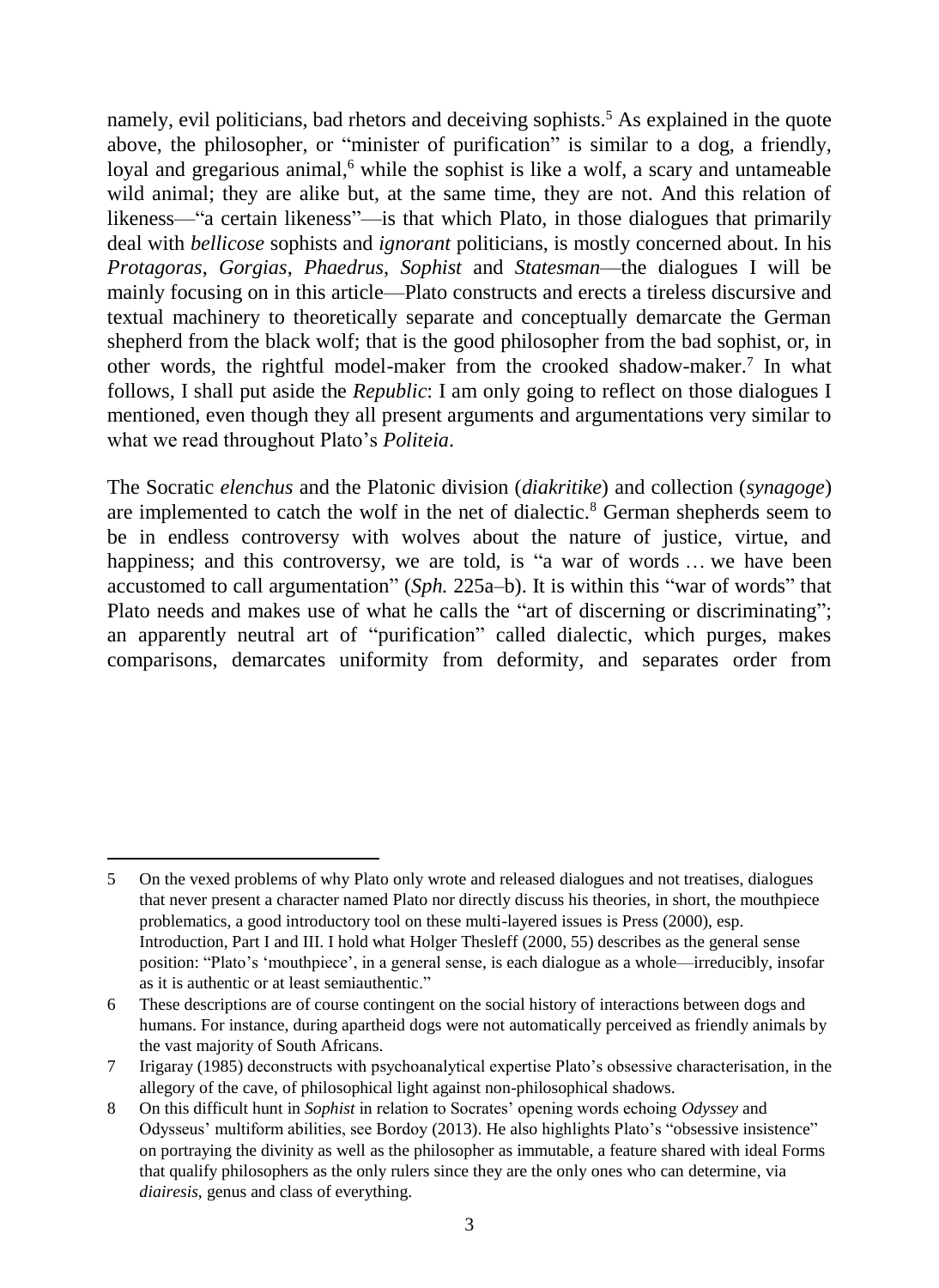namely, evil politicians, bad rhetors and deceiving sophists.[5] As explained in the quote above, the philosopher, or "minister of purification" is similar to a dog, a friendly, loyal and gregarious animal,[6] while the sophist is like a wolf, a scary and untameable wild animal; they are alike but, at the same time, they are not. And this relation of likeness—"a certain likeness"—is that which Plato, in those dialogues that primarily deal with *bellicose* sophists and *ignorant* politicians, is mostly concerned about. In his *Protagoras*, *Gorgias*, *Phaedrus*, *Sophist* and *Statesman*—the dialogues I will be mainly focusing on in this article—Plato constructs and erects a tireless discursive and textual machinery to theoretically separate and conceptually demarcate the German shepherd from the black wolf; that is the good philosopher from the bad sophist, or, in other words, the rightful model-maker from the crooked shadow-maker.[7] In what follows, I shall put aside the *Republic*: I am only going to reflect on those dialogues I mentioned, even though they all present arguments and argumentations very similar to what we read throughout Plato's *Politeia*.

The Socratic *elenchus* and the Platonic division (*diakritike*) and collection (*synagoge*) are implemented to catch the wolf in the net of dialectic.[8] German shepherds seem to be in endless controversy with wolves about the nature of justice, virtue, and happiness; and this controversy, we are told, is "a war of words … we have been accustomed to call argumentation" (*Sph.* 225a–b). It is within this "war of words" that Plato needs and makes use of what he calls the "art of discerning or discriminating"; an apparently neutral art of "purification" called dialectic, which purges, makes comparisons, demarcates uniformity from deformity, and separates order from

---

5 On the vexed problems of why Plato only wrote and released dialogues and not treatises, dialogues that never present a character named Plato nor directly discuss his theories, in short, the mouthpiece problematics, a good introductory tool on these multi-layered issues is Press (2000), esp. Introduction, Part I and III. I hold what Holger Thesleff (2000, 55) describes as the general sense position: "Plato's 'mouthpiece', in a general sense, is each dialogue as a whole—irreducibly, insofar as it is authentic or at least semiauthentic."

6 These descriptions are of course contingent on the social history of interactions between dogs and humans. For instance, during apartheid dogs were not automatically perceived as friendly animals by the vast majority of South Africans.

7 Irigaray (1985) deconstructs with psychoanalytical expertise Plato's obsessive characterisation, in the allegory of the cave, of philosophical light against non-philosophical shadows.

8 On this difficult hunt in *Sophist* in relation to Socrates' opening words echoing *Odyssey* and Odysseus' multiform abilities, see Bordoy (2013). He also highlights Plato's "obsessive insistence" on portraying the divinity as well as the philosopher as immutable, a feature shared with ideal Forms that qualify philosophers as the only rulers since they are the only ones who can determine, via *diairesis*, genus and class of everything.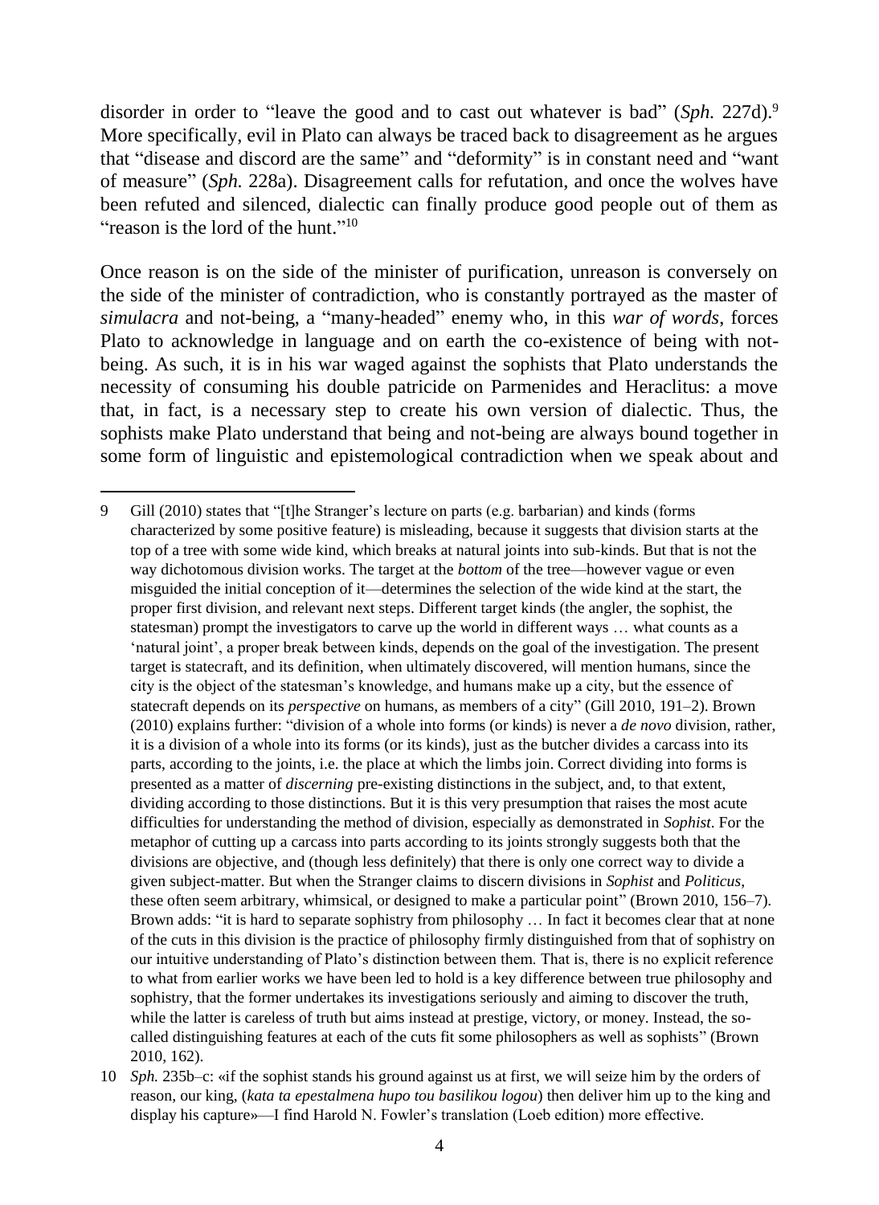disorder in order to "leave the good and to cast out whatever is bad" (*Sph.* 227d).[9] More specifically, evil in Plato can always be traced back to disagreement as he argues that "disease and discord are the same" and "deformity" is in constant need and "want of measure" (*Sph.* 228a). Disagreement calls for refutation, and once the wolves have been refuted and silenced, dialectic can finally produce good people out of them as "reason is the lord of the hunt."[10]

Once reason is on the side of the minister of purification, unreason is conversely on the side of the minister of contradiction, who is constantly portrayed as the master of *simulacra* and not-being, a "many-headed" enemy who, in this *war of words*, forces Plato to acknowledge in language and on earth the co-existence of being with not-being. As such, it is in his war waged against the sophists that Plato understands the necessity of consuming his double patricide on Parmenides and Heraclitus: a move that, in fact, is a necessary step to create his own version of dialectic. Thus, the sophists make Plato understand that being and not-being are always bound together in some form of linguistic and epistemological contradiction when we speak about and

---

9 Gill (2010) states that "[t]he Stranger's lecture on parts (e.g. barbarian) and kinds (forms characterized by some positive feature) is misleading, because it suggests that division starts at the top of a tree with some wide kind, which breaks at natural joints into sub-kinds. But that is not the way dichotomous division works. The target at the *bottom* of the tree—however vague or even misguided the initial conception of it—determines the selection of the wide kind at the start, the proper first division, and relevant next steps. Different target kinds (the angler, the sophist, the statesman) prompt the investigators to carve up the world in different ways … what counts as a 'natural joint', a proper break between kinds, depends on the goal of the investigation. The present target is statecraft, and its definition, when ultimately discovered, will mention humans, since the city is the object of the statesman's knowledge, and humans make up a city, but the essence of statecraft depends on its *perspective* on humans, as members of a city" (Gill 2010, 191–2). Brown (2010) explains further: "division of a whole into forms (or kinds) is never a *de novo* division, rather, it is a division of a whole into its forms (or its kinds), just as the butcher divides a carcass into its parts, according to the joints, i.e. the place at which the limbs join. Correct dividing into forms is presented as a matter of *discerning* pre-existing distinctions in the subject, and, to that extent, dividing according to those distinctions. But it is this very presumption that raises the most acute difficulties for understanding the method of division, especially as demonstrated in *Sophist*. For the metaphor of cutting up a carcass into parts according to its joints strongly suggests both that the divisions are objective, and (though less definitely) that there is only one correct way to divide a given subject-matter. But when the Stranger claims to discern divisions in *Sophist* and *Politicus*, these often seem arbitrary, whimsical, or designed to make a particular point" (Brown 2010, 156–7). Brown adds: "it is hard to separate sophistry from philosophy … In fact it becomes clear that at none of the cuts in this division is the practice of philosophy firmly distinguished from that of sophistry on our intuitive understanding of Plato's distinction between them. That is, there is no explicit reference to what from earlier works we have been led to hold is a key difference between true philosophy and sophistry, that the former undertakes its investigations seriously and aiming to discover the truth, while the latter is careless of truth but aims instead at prestige, victory, or money. Instead, the so-called distinguishing features at each of the cuts fit some philosophers as well as sophists" (Brown 2010, 162).

10 *Sph.* 235b–c: «if the sophist stands his ground against us at first, we will seize him by the orders of reason, our king, (*kata ta epestalmena hupo tou basilikou logou*) then deliver him up to the king and display his capture»—I find Harold N. Fowler's translation (Loeb edition) more effective.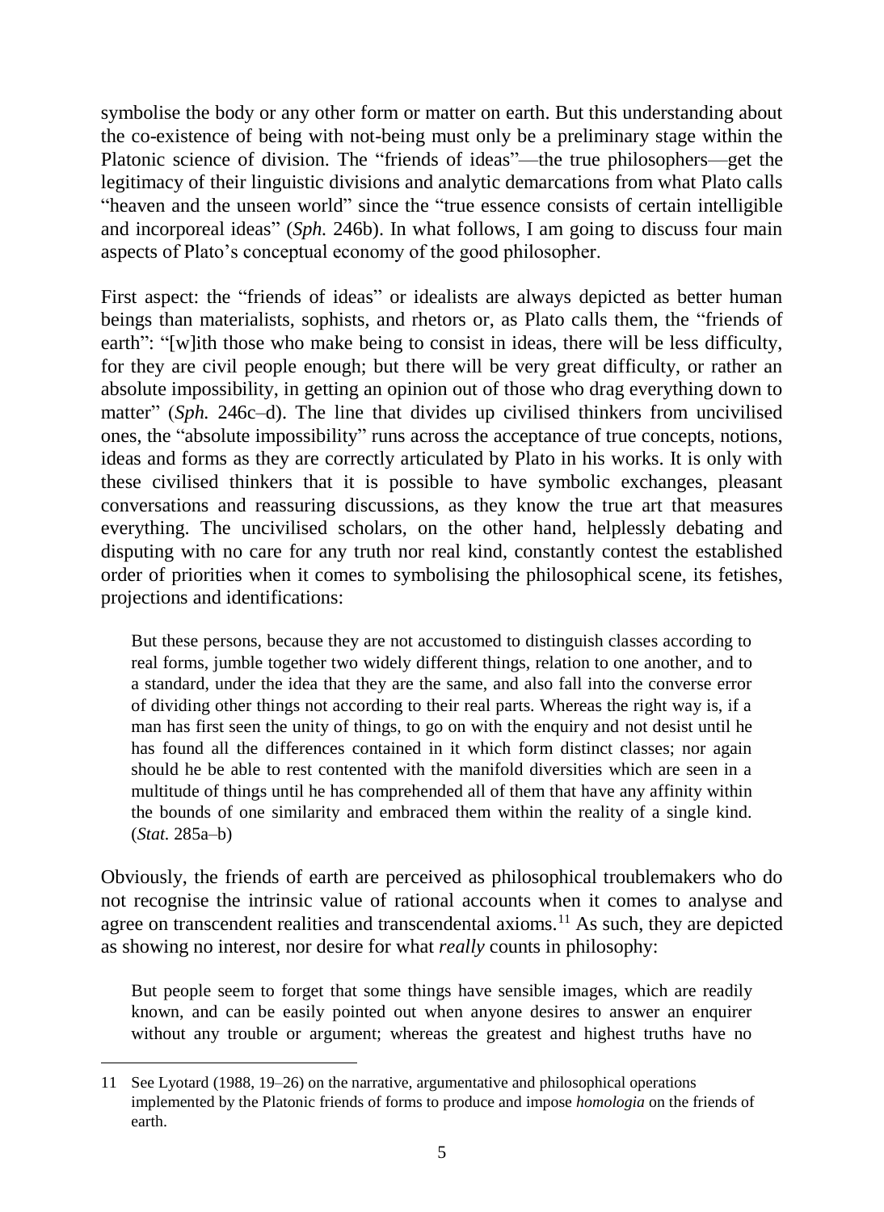symbolise the body or any other form or matter on earth. But this understanding about the co-existence of being with not-being must only be a preliminary stage within the Platonic science of division. The "friends of ideas"—the true philosophers—get the legitimacy of their linguistic divisions and analytic demarcations from what Plato calls "heaven and the unseen world" since the "true essence consists of certain intelligible and incorporeal ideas" (*Sph.* 246b). In what follows, I am going to discuss four main aspects of Plato's conceptual economy of the good philosopher.

First aspect: the "friends of ideas" or idealists are always depicted as better human beings than materialists, sophists, and rhetors or, as Plato calls them, the "friends of earth": "[w]ith those who make being to consist in ideas, there will be less difficulty, for they are civil people enough; but there will be very great difficulty, or rather an absolute impossibility, in getting an opinion out of those who drag everything down to matter" (*Sph.* 246c–d). The line that divides up civilised thinkers from uncivilised ones, the "absolute impossibility" runs across the acceptance of true concepts, notions, ideas and forms as they are correctly articulated by Plato in his works. It is only with these civilised thinkers that it is possible to have symbolic exchanges, pleasant conversations and reassuring discussions, as they know the true art that measures everything. The uncivilised scholars, on the other hand, helplessly debating and disputing with no care for any truth nor real kind, constantly contest the established order of priorities when it comes to symbolising the philosophical scene, its fetishes, projections and identifications:

> But these persons, because they are not accustomed to distinguish classes according to real forms, jumble together two widely different things, relation to one another, and to a standard, under the idea that they are the same, and also fall into the converse error of dividing other things not according to their real parts. Whereas the right way is, if a man has first seen the unity of things, to go on with the enquiry and not desist until he has found all the differences contained in it which form distinct classes; nor again should he be able to rest contented with the manifold diversities which are seen in a multitude of things until he has comprehended all of them that have any affinity within the bounds of one similarity and embraced them within the reality of a single kind. (*Stat.* 285a–b)

Obviously, the friends of earth are perceived as philosophical troublemakers who do not recognise the intrinsic value of rational accounts when it comes to analyse and agree on transcendent realities and transcendental axioms.[11] As such, they are depicted as showing no interest, nor desire for what *really* counts in philosophy:

> But people seem to forget that some things have sensible images, which are readily known, and can be easily pointed out when anyone desires to answer an enquirer without any trouble or argument; whereas the greatest and highest truths have no

---

11 See Lyotard (1988, 19–26) on the narrative, argumentative and philosophical operations implemented by the Platonic friends of forms to produce and impose *homologia* on the friends of earth.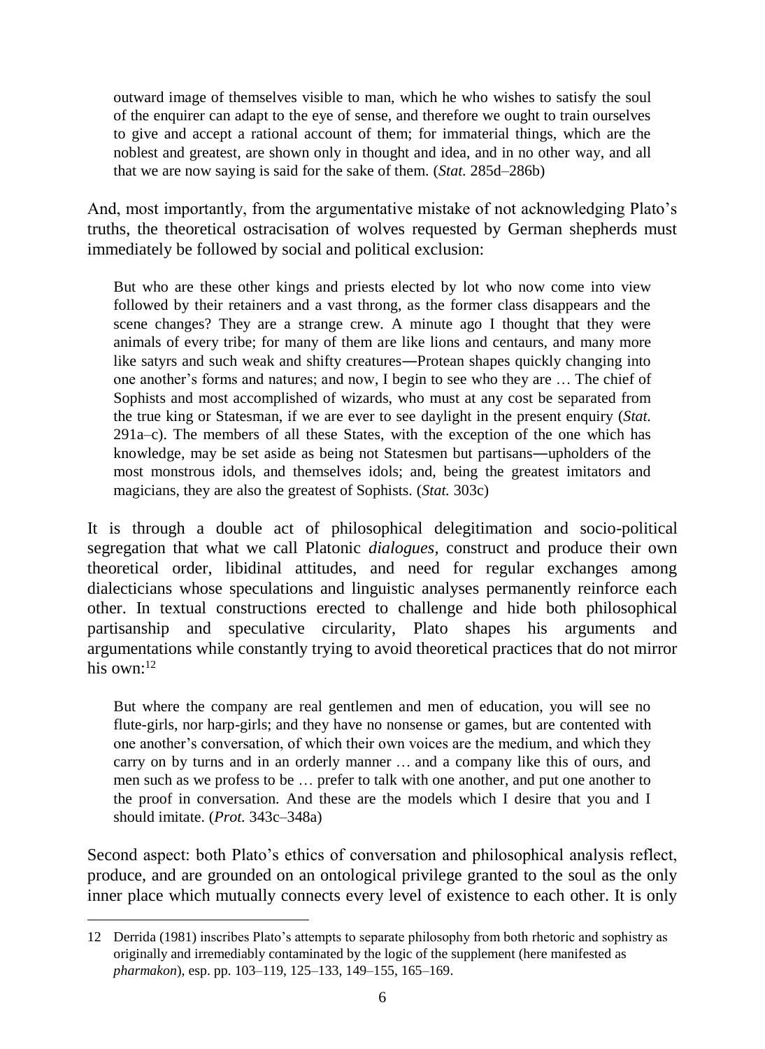> outward image of themselves visible to man, which he who wishes to satisfy the soul of the enquirer can adapt to the eye of sense, and therefore we ought to train ourselves to give and accept a rational account of them; for immaterial things, which are the noblest and greatest, are shown only in thought and idea, and in no other way, and all that we are now saying is said for the sake of them. (*Stat.* 285d–286b)

And, most importantly, from the argumentative mistake of not acknowledging Plato's truths, the theoretical ostracisation of wolves requested by German shepherds must immediately be followed by social and political exclusion:

> But who are these other kings and priests elected by lot who now come into view followed by their retainers and a vast throng, as the former class disappears and the scene changes? They are a strange crew. A minute ago I thought that they were animals of every tribe; for many of them are like lions and centaurs, and many more like satyrs and such weak and shifty creatures—Protean shapes quickly changing into one another's forms and natures; and now, I begin to see who they are … The chief of Sophists and most accomplished of wizards, who must at any cost be separated from the true king or Statesman, if we are ever to see daylight in the present enquiry (*Stat.* 291a–c). The members of all these States, with the exception of the one which has knowledge, may be set aside as being not Statesmen but partisans—upholders of the most monstrous idols, and themselves idols; and, being the greatest imitators and magicians, they are also the greatest of Sophists. (*Stat.* 303c)

It is through a double act of philosophical delegitimation and socio-political segregation that what we call Platonic *dialogues*, construct and produce their own theoretical order, libidinal attitudes, and need for regular exchanges among dialecticians whose speculations and linguistic analyses permanently reinforce each other. In textual constructions erected to challenge and hide both philosophical partisanship and speculative circularity, Plato shapes his arguments and argumentations while constantly trying to avoid theoretical practices that do not mirror his own:[12]

> But where the company are real gentlemen and men of education, you will see no flute-girls, nor harp-girls; and they have no nonsense or games, but are contented with one another's conversation, of which their own voices are the medium, and which they carry on by turns and in an orderly manner … and a company like this of ours, and men such as we profess to be … prefer to talk with one another, and put one another to the proof in conversation. And these are the models which I desire that you and I should imitate. (*Prot.* 343c–348a)

Second aspect: both Plato's ethics of conversation and philosophical analysis reflect, produce, and are grounded on an ontological privilege granted to the soul as the only inner place which mutually connects every level of existence to each other. It is only

12 Derrida (1981) inscribes Plato's attempts to separate philosophy from both rhetoric and sophistry as originally and irremediably contaminated by the logic of the supplement (here manifested as *pharmakon*), esp. pp. 103–119, 125–133, 149–155, 165–169.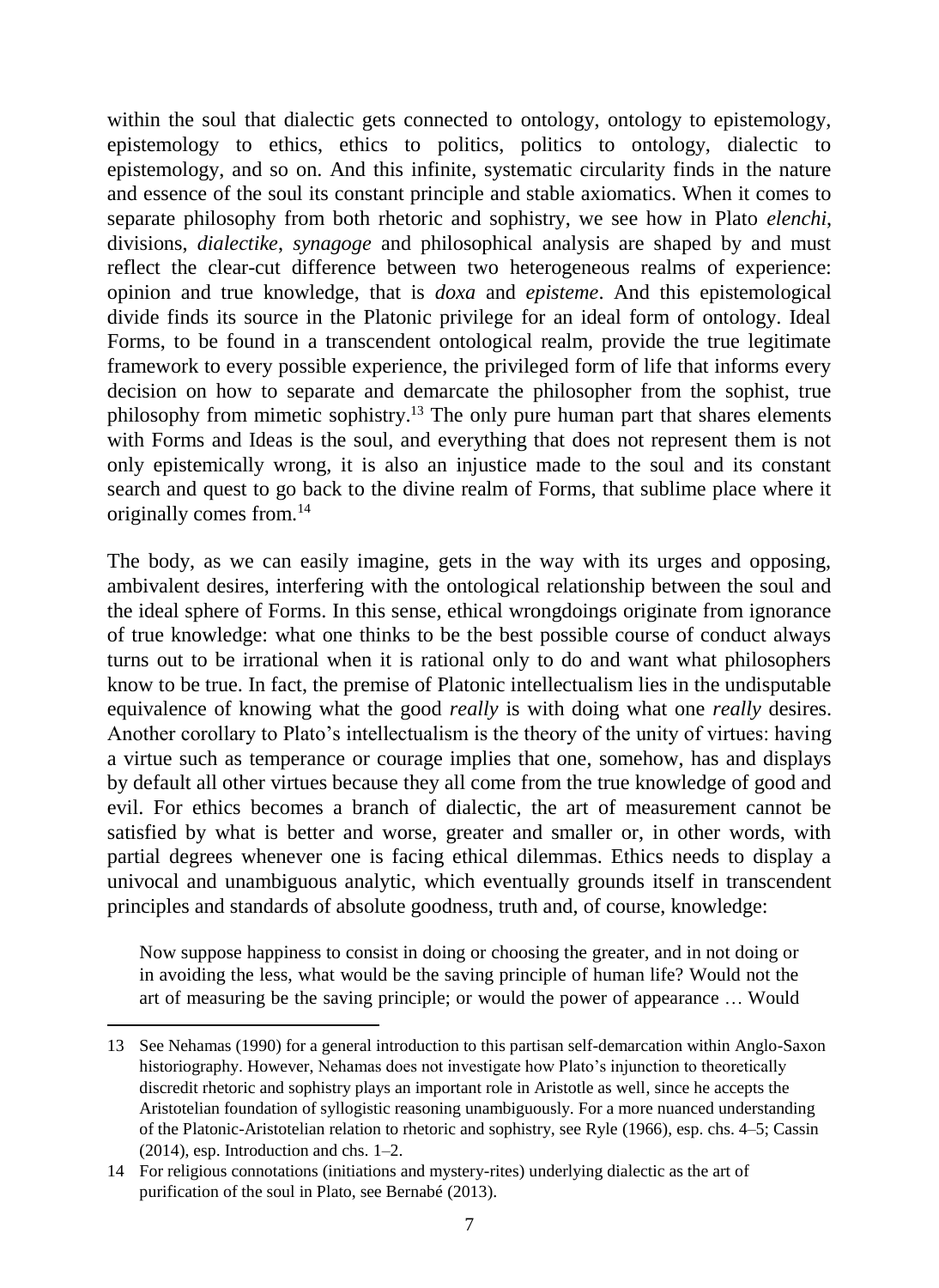within the soul that dialectic gets connected to ontology, ontology to epistemology, epistemology to ethics, ethics to politics, politics to ontology, dialectic to epistemology, and so on. And this infinite, systematic circularity finds in the nature and essence of the soul its constant principle and stable axiomatics. When it comes to separate philosophy from both rhetoric and sophistry, we see how in Plato *elenchi*, divisions, *dialektike*, *synagoge* and philosophical analysis are shaped by and must reflect the clear-cut difference between two heterogeneous realms of experience: opinion and true knowledge, that is *doxa* and *episteme*. And this epistemological divide finds its source in the Platonic privilege for an ideal form of ontology. Ideal Forms, to be found in a transcendent ontological realm, provide the true legitimate framework to every possible experience, the privileged form of life that informs every decision on how to separate and demarcate the philosopher from the sophist, true philosophy from mimetic sophistry.[13] The only pure human part that shares elements with Forms and Ideas is the soul, and everything that does not represent them is not only epistemically wrong, it is also an injustice made to the soul and its constant search and quest to go back to the divine realm of Forms, that sublime place where it originally comes from.[14]

The body, as we can easily imagine, gets in the way with its urges and opposing, ambivalent desires, interfering with the ontological relationship between the soul and the ideal sphere of Forms. In this sense, ethical wrongdoings originate from ignorance of true knowledge: what one thinks to be the best possible course of conduct always turns out to be irrational when it is rational only to do and want what philosophers know to be true. In fact, the premise of Platonic intellectualism lies in the undisputable equivalence of knowing what the good *really* is with doing what one *really* desires. Another corollary to Plato's intellectualism is the theory of the unity of virtues: having a virtue such as temperance or courage implies that one, somehow, has and displays by default all other virtues because they all come from the true knowledge of good and evil. For ethics becomes a branch of dialectic, the art of measurement cannot be satisfied by what is better and worse, greater and smaller or, in other words, with partial degrees whenever one is facing ethical dilemmas. Ethics needs to display a univocal and unambiguous analytic, which eventually grounds itself in transcendent principles and standards of absolute goodness, truth and, of course, knowledge:

> Now suppose happiness to consist in doing or choosing the greater, and in not doing or in avoiding the less, what would be the saving principle of human life? Would not the art of measuring be the saving principle; or would the power of appearance … Would

---

13 See Nehamas (1990) for a general introduction to this partisan self-demarcation within Anglo-Saxon historiography. However, Nehamas does not investigate how Plato's injunction to theoretically discredit rhetoric and sophistry plays an important role in Aristotle as well, since he accepts the Aristotelian foundation of syllogistic reasoning unambiguously. For a more nuanced understanding of the Platonic-Aristotelian relation to rhetoric and sophistry, see Ryle (1966), esp. chs. 4–5; Cassin (2014), esp. Introduction and chs. 1–2.

14 For religious connotations (initiations and mystery-rites) underlying dialectic as the art of purification of the soul in Plato, see Bernabé (2013).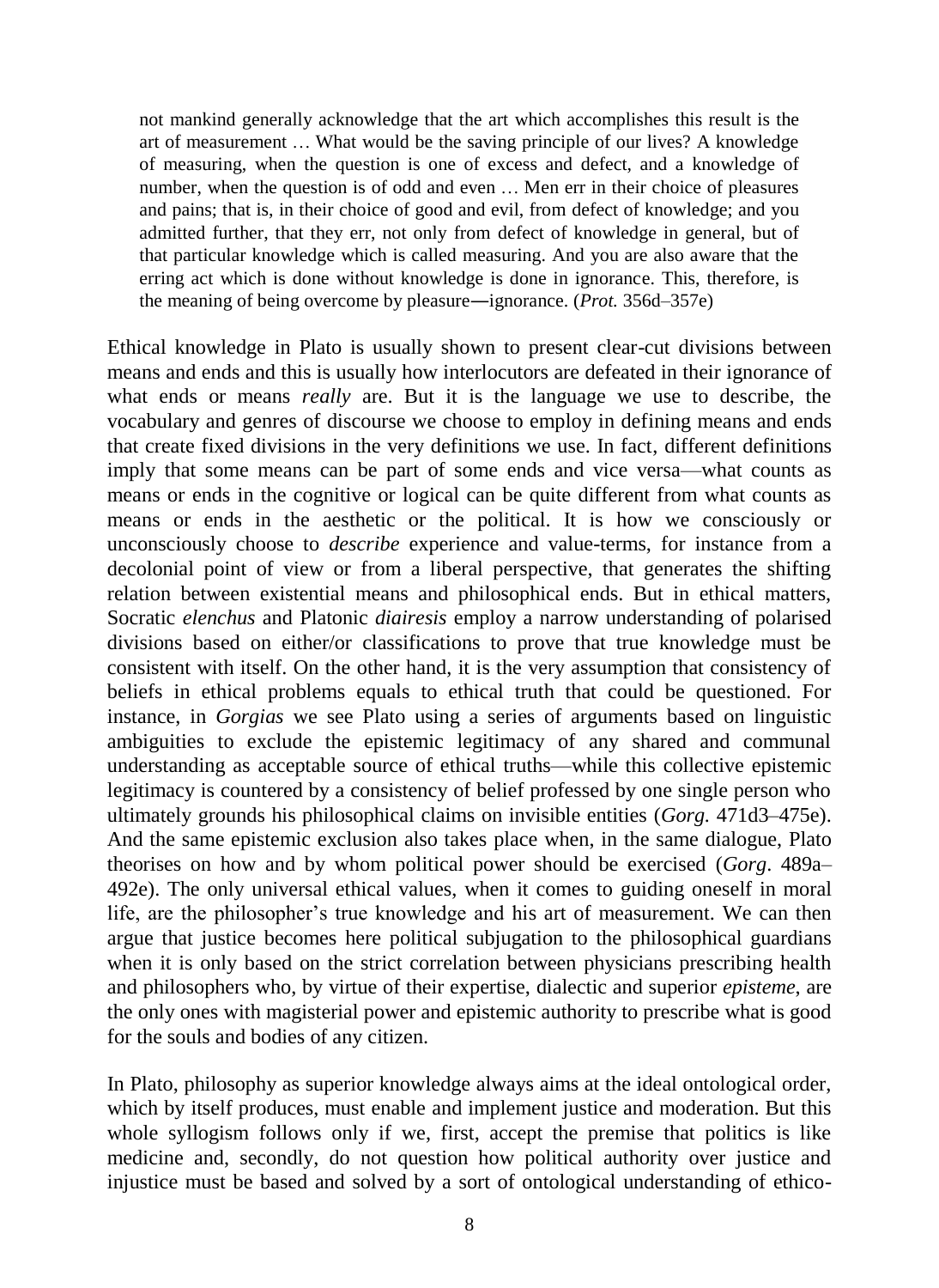> not mankind generally acknowledge that the art which accomplishes this result is the art of measurement … What would be the saving principle of our lives? A knowledge of measuring, when the question is one of excess and defect, and a knowledge of number, when the question is of odd and even … Men err in their choice of pleasures and pains; that is, in their choice of good and evil, from defect of knowledge; and you admitted further, that they err, not only from defect of knowledge in general, but of that particular knowledge which is called measuring. And you are also aware that the erring act which is done without knowledge is done in ignorance. This, therefore, is the meaning of being overcome by pleasure―ignorance. (*Prot.* 356d–357e)

Ethical knowledge in Plato is usually shown to present clear-cut divisions between means and ends and this is usually how interlocutors are defeated in their ignorance of what ends or means *really* are. But it is the language we use to describe, the vocabulary and genres of discourse we choose to employ in defining means and ends that create fixed divisions in the very definitions we use. In fact, different definitions imply that some means can be part of some ends and vice versa—what counts as means or ends in the cognitive or logical can be quite different from what counts as means or ends in the aesthetic or the political. It is how we consciously or unconsciously choose to *describe* experience and value-terms, for instance from a decolonial point of view or from a liberal perspective, that generates the shifting relation between existential means and philosophical ends. But in ethical matters, Socratic *elenchus* and Platonic *diairesis* employ a narrow understanding of polarised divisions based on either/or classifications to prove that true knowledge must be consistent with itself. On the other hand, it is the very assumption that consistency of beliefs in ethical problems equals to ethical truth that could be questioned. For instance, in *Gorgias* we see Plato using a series of arguments based on linguistic ambiguities to exclude the epistemic legitimacy of any shared and communal understanding as acceptable source of ethical truths—while this collective epistemic legitimacy is countered by a consistency of belief professed by one single person who ultimately grounds his philosophical claims on invisible entities (*Gorg.* 471d3–475e). And the same epistemic exclusion also takes place when, in the same dialogue, Plato theorises on how and by whom political power should be exercised (*Gorg*. 489a–492e). The only universal ethical values, when it comes to guiding oneself in moral life, are the philosopher's true knowledge and his art of measurement. We can then argue that justice becomes here political subjugation to the philosophical guardians when it is only based on the strict correlation between physicians prescribing health and philosophers who, by virtue of their expertise, dialectic and superior *episteme*, are the only ones with magisterial power and epistemic authority to prescribe what is good for the souls and bodies of any citizen.

In Plato, philosophy as superior knowledge always aims at the ideal ontological order, which by itself produces, must enable and implement justice and moderation. But this whole syllogism follows only if we, first, accept the premise that politics is like medicine and, secondly, do not question how political authority over justice and injustice must be based and solved by a sort of ontological understanding of ethico-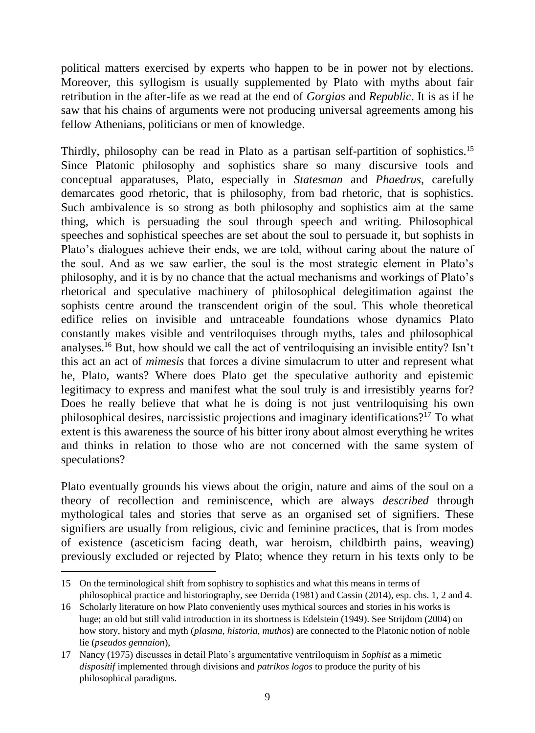political matters exercised by experts who happen to be in power not by elections. Moreover, this syllogism is usually supplemented by Plato with myths about fair retribution in the after-life as we read at the end of *Gorgias* and *Republic*. It is as if he saw that his chains of arguments were not producing universal agreements among his fellow Athenians, politicians or men of knowledge.

Thirdly, philosophy can be read in Plato as a partisan self-partition of sophistics.[15] Since Platonic philosophy and sophistics share so many discursive tools and conceptual apparatuses, Plato, especially in *Statesman* and *Phaedrus*, carefully demarcates good rhetoric, that is philosophy, from bad rhetoric, that is sophistics. Such ambivalence is so strong as both philosophy and sophistics aim at the same thing, which is persuading the soul through speech and writing. Philosophical speeches and sophistical speeches are set about the soul to persuade it, but sophists in Plato's dialogues achieve their ends, we are told, without caring about the nature of the soul. And as we saw earlier, the soul is the most strategic element in Plato's philosophy, and it is by no chance that the actual mechanisms and workings of Plato's rhetorical and speculative machinery of philosophical delegitimation against the sophists centre around the transcendent origin of the soul. This whole theoretical edifice relies on invisible and untraceable foundations whose dynamics Plato constantly makes visible and ventriloquises through myths, tales and philosophical analyses.[16] But, how should we call the act of ventriloquising an invisible entity? Isn't this act an act of *mimesis* that forces a divine simulacrum to utter and represent what he, Plato, wants? Where does Plato get the speculative authority and epistemic legitimacy to express and manifest what the soul truly is and irresistibly yearns for? Does he really believe that what he is doing is not just ventriloquising his own philosophical desires, narcissistic projections and imaginary identifications?[17] To what extent is this awareness the source of his bitter irony about almost everything he writes and thinks in relation to those who are not concerned with the same system of speculations?

Plato eventually grounds his views about the origin, nature and aims of the soul on a theory of recollection and reminiscence, which are always *described* through mythological tales and stories that serve as an organised set of signifiers. These signifiers are usually from religious, civic and feminine practices, that is from modes of existence (asceticism facing death, war heroism, childbirth pains, weaving) previously excluded or rejected by Plato; whence they return in his texts only to be

---

15 On the terminological shift from sophistry to sophistics and what this means in terms of philosophical practice and historiography, see Derrida (1981) and Cassin (2014), esp. chs. 1, 2 and 4.

16 Scholarly literature on how Plato conveniently uses mythical sources and stories in his works is huge; an old but still valid introduction in its shortness is Edelstein (1949). See Strijdom (2004) on how story, history and myth (*plasma*, *historia*, *muthos*) are connected to the Platonic notion of noble lie (*pseudos gennaion*),

17 Nancy (1975) discusses in detail Plato's argumentative ventriloquism in *Sophist* as a mimetic *dispositif* implemented through divisions and *patrikos logos* to produce the purity of his philosophical paradigms.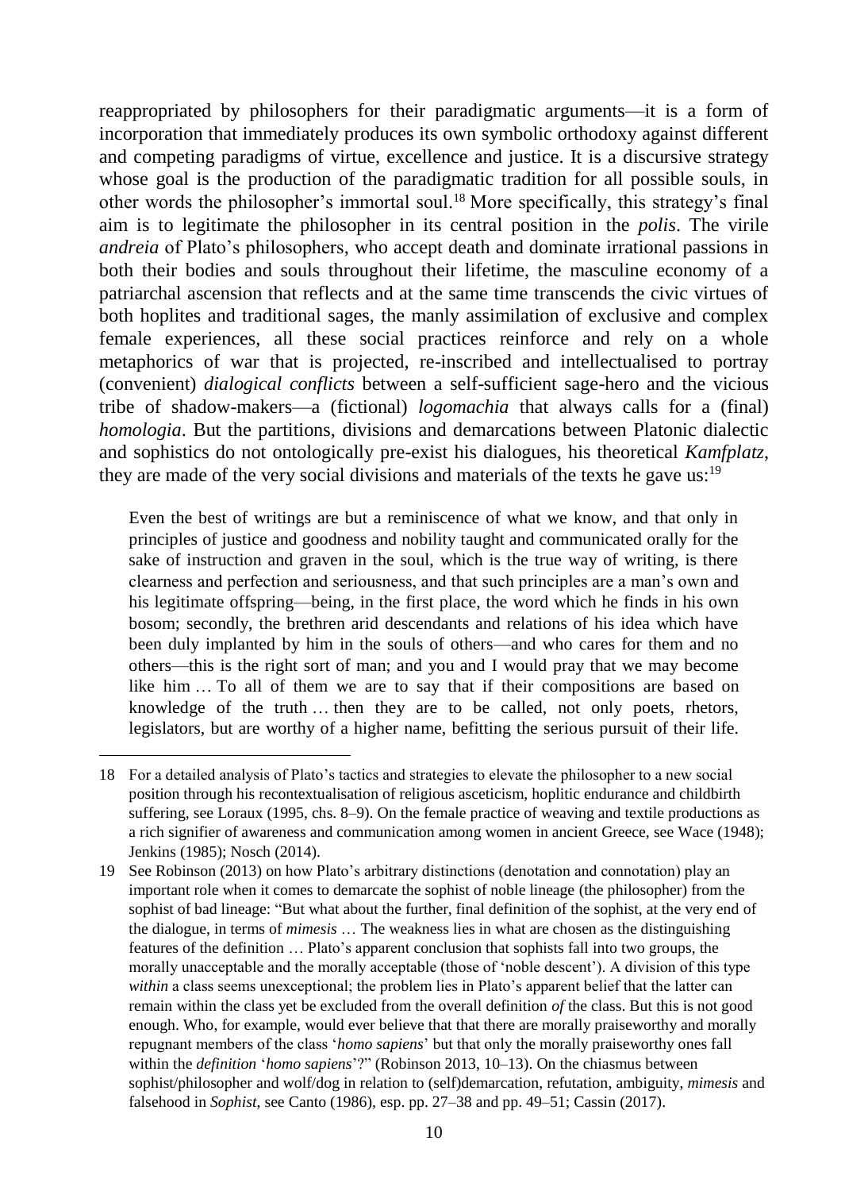reappropriated by philosophers for their paradigmatic arguments—it is a form of incorporation that immediately produces its own symbolic orthodoxy against different and competing paradigms of virtue, excellence and justice. It is a discursive strategy whose goal is the production of the paradigmatic tradition for all possible souls, in other words the philosopher's immortal soul.[18] More specifically, this strategy's final aim is to legitimate the philosopher in its central position in the *polis*. The virile *andreia* of Plato's philosophers, who accept death and dominate irrational passions in both their bodies and souls throughout their lifetime, the masculine economy of a patriarchal ascension that reflects and at the same time transcends the civic virtues of both hoplites and traditional sages, the manly assimilation of exclusive and complex female experiences, all these social practices reinforce and rely on a whole metaphorics of war that is projected, re-inscribed and intellectualised to portray (convenient) *dialogical conflicts* between a self-sufficient sage-hero and the vicious tribe of shadow-makers—a (fictional) *logomachia* that always calls for a (final) *homologia*. But the partitions, divisions and demarcations between Platonic dialectic and sophistics do not ontologically pre-exist his dialogues, his theoretical *Kamfplatz*, they are made of the very social divisions and materials of the texts he gave us:[19]

> Even the best of writings are but a reminiscence of what we know, and that only in principles of justice and goodness and nobility taught and communicated orally for the sake of instruction and graven in the soul, which is the true way of writing, is there clearness and perfection and seriousness, and that such principles are a man's own and his legitimate offspring—being, in the first place, the word which he finds in his own bosom; secondly, the brethren arid descendants and relations of his idea which have been duly implanted by him in the souls of others—and who cares for them and no others—this is the right sort of man; and you and I would pray that we may become like him … To all of them we are to say that if their compositions are based on knowledge of the truth … then they are to be called, not only poets, rhetors, legislators, but are worthy of a higher name, befitting the serious pursuit of their life.

---

18 For a detailed analysis of Plato's tactics and strategies to elevate the philosopher to a new social position through his recontextualisation of religious asceticism, hoplitic endurance and childbirth suffering, see Loraux (1995, chs. 8–9). On the female practice of weaving and textile productions as a rich signifier of awareness and communication among women in ancient Greece, see Wace (1948); Jenkins (1985); Nosch (2014).

19 See Robinson (2013) on how Plato's arbitrary distinctions (denotation and connotation) play an important role when it comes to demarcate the sophist of noble lineage (the philosopher) from the sophist of bad lineage: "But what about the further, final definition of the sophist, at the very end of the dialogue, in terms of *mimesis* … The weakness lies in what are chosen as the distinguishing features of the definition … Plato's apparent conclusion that sophists fall into two groups, the morally unacceptable and the morally acceptable (those of 'noble descent'). A division of this type *within* a class seems unexceptional; the problem lies in Plato's apparent belief that the latter can remain within the class yet be excluded from the overall definition *of* the class. But this is not good enough. Who, for example, would ever believe that that there are morally praiseworthy and morally repugnant members of the class '*homo sapiens*' but that only the morally praiseworthy ones fall within the *definition* '*homo sapiens*'?" (Robinson 2013, 10–13). On the chiasmus between sophist/philosopher and wolf/dog in relation to (self)demarcation, refutation, ambiguity, *mimesis* and falsehood in *Sophist*, see Canto (1986), esp. pp. 27–38 and pp. 49–51; Cassin (2017).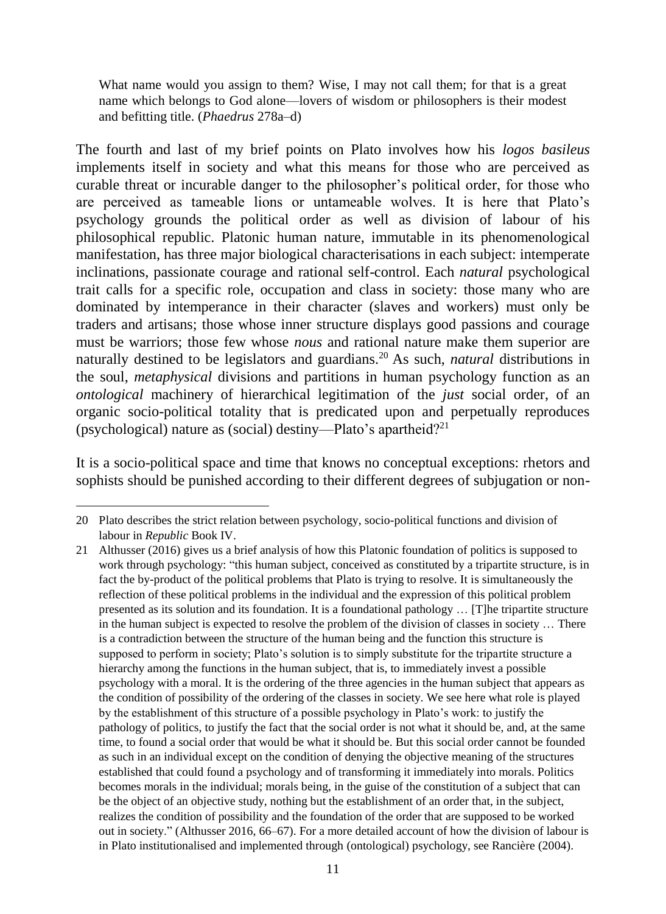> What name would you assign to them? Wise, I may not call them; for that is a great name which belongs to God alone—lovers of wisdom or philosophers is their modest and befitting title. (*Phaedrus* 278a–d)

The fourth and last of my brief points on Plato involves how his *logos basileus* implements itself in society and what this means for those who are perceived as curable threat or incurable danger to the philosopher's political order, for those who are perceived as tameable lions or untameable wolves. It is here that Plato's psychology grounds the political order as well as division of labour of his philosophical republic. Platonic human nature, immutable in its phenomenological manifestation, has three major biological characterisations in each subject: intemperate inclinations, passionate courage and rational self-control. Each *natural* psychological trait calls for a specific role, occupation and class in society: those many who are dominated by intemperance in their character (slaves and workers) must only be traders and artisans; those whose inner structure displays good passions and courage must be warriors; those few whose *nous* and rational nature make them superior are naturally destined to be legislators and guardians.[20] As such, *natural* distributions in the soul, *metaphysical* divisions and partitions in human psychology function as an *ontological* machinery of hierarchical legitimation of the *just* social order, of an organic socio-political totality that is predicated upon and perpetually reproduces (psychological) nature as (social) destiny—Plato's apartheid?[21]

It is a socio-political space and time that knows no conceptual exceptions: rhetors and sophists should be punished according to their different degrees of subjugation or non-

---

20 Plato describes the strict relation between psychology, socio-political functions and division of labour in *Republic* Book IV.

21 Althusser (2016) gives us a brief analysis of how this Platonic foundation of politics is supposed to work through psychology: "this human subject, conceived as constituted by a tripartite structure, is in fact the by-product of the political problems that Plato is trying to resolve. It is simultaneously the reflection of these political problems in the individual and the expression of this political problem presented as its solution and its foundation. It is a foundational pathology … [T]he tripartite structure in the human subject is expected to resolve the problem of the division of classes in society … There is a contradiction between the structure of the human being and the function this structure is supposed to perform in society; Plato's solution is to simply substitute for the tripartite structure a hierarchy among the functions in the human subject, that is, to immediately invest a possible psychology with a moral. It is the ordering of the three agencies in the human subject that appears as the condition of possibility of the ordering of the classes in society. We see here what role is played by the establishment of this structure of a possible psychology in Plato's work: to justify the pathology of politics, to justify the fact that the social order is not what it should be, and, at the same time, to found a social order that would be what it should be. But this social order cannot be founded as such in an individual except on the condition of denying the objective meaning of the structures established that could found a psychology and of transforming it immediately into morals. Politics becomes morals in the individual; morals being, in the guise of the constitution of a subject that can be the object of an objective study, nothing but the establishment of an order that, in the subject, realizes the condition of possibility and the foundation of the order that are supposed to be worked out in society." (Althusser 2016, 66–67). For a more detailed account of how the division of labour is in Plato institutionalised and implemented through (ontological) psychology, see Rancière (2004).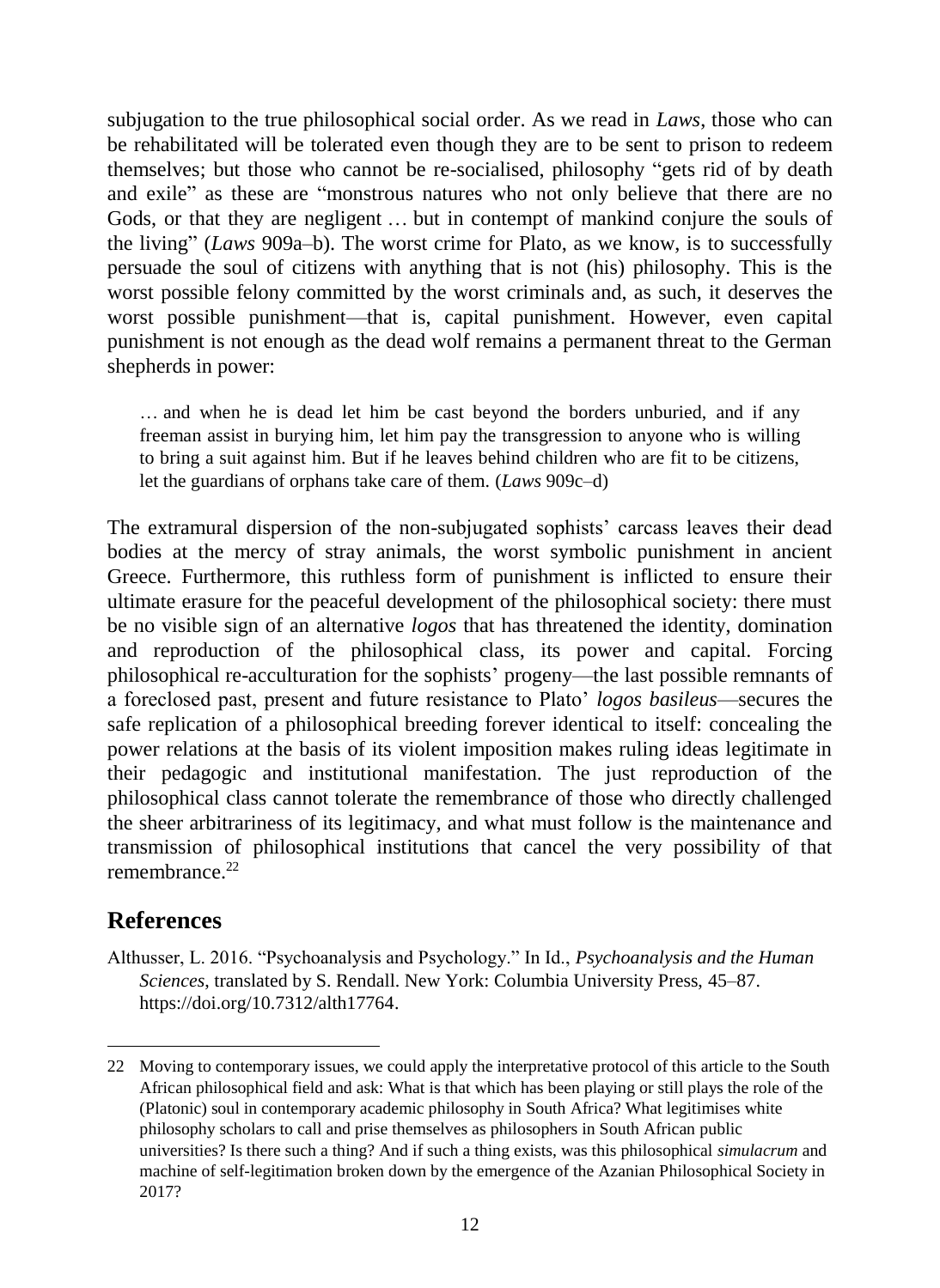subjugation to the true philosophical social order. As we read in *Laws*, those who can be rehabilitated will be tolerated even though they are to be sent to prison to redeem themselves; but those who cannot be re-socialised, philosophy "gets rid of by death and exile" as these are "monstrous natures who not only believe that there are no Gods, or that they are negligent … but in contempt of mankind conjure the souls of the living" (*Laws* 909a–b). The worst crime for Plato, as we know, is to successfully persuade the soul of citizens with anything that is not (his) philosophy. This is the worst possible felony committed by the worst criminals and, as such, it deserves the worst possible punishment—that is, capital punishment. However, even capital punishment is not enough as the dead wolf remains a permanent threat to the German shepherds in power:

> … and when he is dead let him be cast beyond the borders unburied, and if any freeman assist in burying him, let him pay the transgression to anyone who is willing to bring a suit against him. But if he leaves behind children who are fit to be citizens, let the guardians of orphans take care of them. (*Laws* 909c–d)

The extramural dispersion of the non-subjugated sophists' carcass leaves their dead bodies at the mercy of stray animals, the worst symbolic punishment in ancient Greece. Furthermore, this ruthless form of punishment is inflicted to ensure their ultimate erasure for the peaceful development of the philosophical society: there must be no visible sign of an alternative *logos* that has threatened the identity, domination and reproduction of the philosophical class, its power and capital. Forcing philosophical re-acculturation for the sophists' progeny—the last possible remnants of a foreclosed past, present and future resistance to Plato' *logos basileus*—secures the safe replication of a philosophical breeding forever identical to itself: concealing the power relations at the basis of its violent imposition makes ruling ideas legitimate in their pedagogic and institutional manifestation. The just reproduction of the philosophical class cannot tolerate the remembrance of those who directly challenged the sheer arbitrariness of its legitimacy, and what must follow is the maintenance and transmission of philosophical institutions that cancel the very possibility of that remembrance.[22]

## References

Althusser, L. 2016. "Psychoanalysis and Psychology." In Id., *Psychoanalysis and the Human Sciences*, translated by S. Rendall. New York: Columbia University Press, 45–87. https://doi.org/10.7312/alth17764.

---

22 Moving to contemporary issues, we could apply the interpretative protocol of this article to the South African philosophical field and ask: What is that which has been playing or still plays the role of the (Platonic) soul in contemporary academic philosophy in South Africa? What legitimises white philosophy scholars to call and prise themselves as philosophers in South African public universities? Is there such a thing? And if such a thing exists, was this philosophical *simulacrum* and machine of self-legitimation broken down by the emergence of the Azanian Philosophical Society in 2017?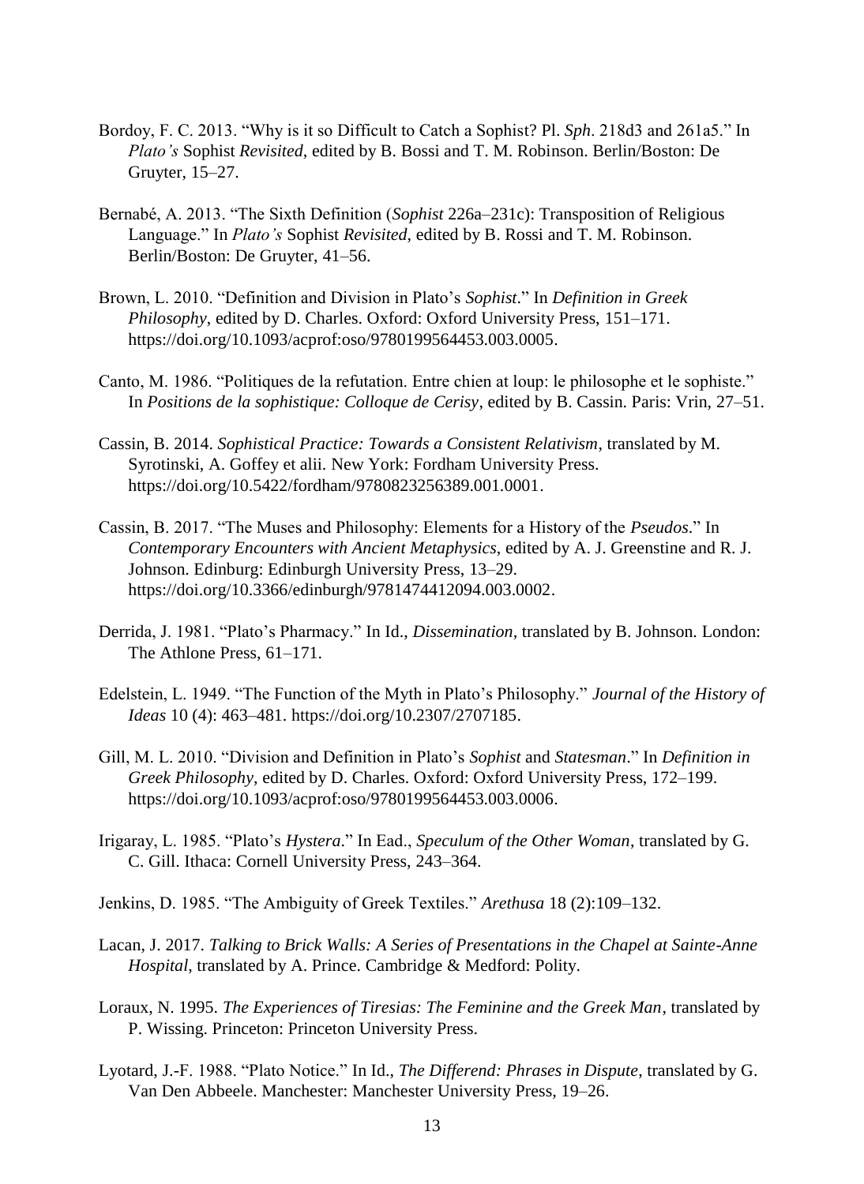Bordoy, F. C. 2013. "Why is it so Difficult to Catch a Sophist? Pl. *Sph*. 218d3 and 261a5." In *Plato's* Sophist *Revisited*, edited by B. Bossi and T. M. Robinson. Berlin/Boston: De Gruyter, 15–27.

Bernabé, A. 2013. "The Sixth Definition (*Sophist* 226a–231c): Transposition of Religious Language." In *Plato's* Sophist *Revisited*, edited by B. Rossi and T. M. Robinson. Berlin/Boston: De Gruyter, 41–56.

Brown, L. 2010. "Definition and Division in Plato's *Sophist*." In *Definition in Greek Philosophy*, edited by D. Charles. Oxford: Oxford University Press, 151–171. https://doi.org/10.1093/acprof:oso/9780199564453.003.0005.

Canto, M. 1986. "Politiques de la refutation. Entre chien at loup: le philosophe et le sophiste." In *Positions de la sophistique: Colloque de Cerisy*, edited by B. Cassin. Paris: Vrin, 27–51.

Cassin, B. 2014. *Sophistical Practice: Towards a Consistent Relativism*, translated by M. Syrotinski, A. Goffey et alii. New York: Fordham University Press. https://doi.org/10.5422/fordham/9780823256389.001.0001.

Cassin, B. 2017. "The Muses and Philosophy: Elements for a History of the *Pseudos*." In *Contemporary Encounters with Ancient Metaphysics*, edited by A. J. Greenstine and R. J. Johnson. Edinburg: Edinburgh University Press, 13–29. https://doi.org/10.3366/edinburgh/9781474412094.003.0002.

Derrida, J. 1981. "Plato's Pharmacy." In Id., *Dissemination*, translated by B. Johnson. London: The Athlone Press, 61–171.

Edelstein, L. 1949. "The Function of the Myth in Plato's Philosophy." *Journal of the History of Ideas* 10 (4): 463–481. https://doi.org/10.2307/2707185.

Gill, M. L. 2010. "Division and Definition in Plato's *Sophist* and *Statesman*." In *Definition in Greek Philosophy*, edited by D. Charles. Oxford: Oxford University Press, 172–199. https://doi.org/10.1093/acprof:oso/9780199564453.003.0006.

Irigaray, L. 1985. "Plato's *Hystera*." In Ead., *Speculum of the Other Woman*, translated by G. C. Gill. Ithaca: Cornell University Press, 243–364.

Jenkins, D. 1985. "The Ambiguity of Greek Textiles." *Arethusa* 18 (2):109–132.

Lacan, J. 2017. *Talking to Brick Walls: A Series of Presentations in the Chapel at Sainte-Anne Hospital*, translated by A. Prince. Cambridge & Medford: Polity.

Loraux, N. 1995. *The Experiences of Tiresias: The Feminine and the Greek Man*, translated by P. Wissing. Princeton: Princeton University Press.

Lyotard, J.-F. 1988. "Plato Notice." In Id., *The Differend: Phrases in Dispute*, translated by G. Van Den Abbeele. Manchester: Manchester University Press, 19–26.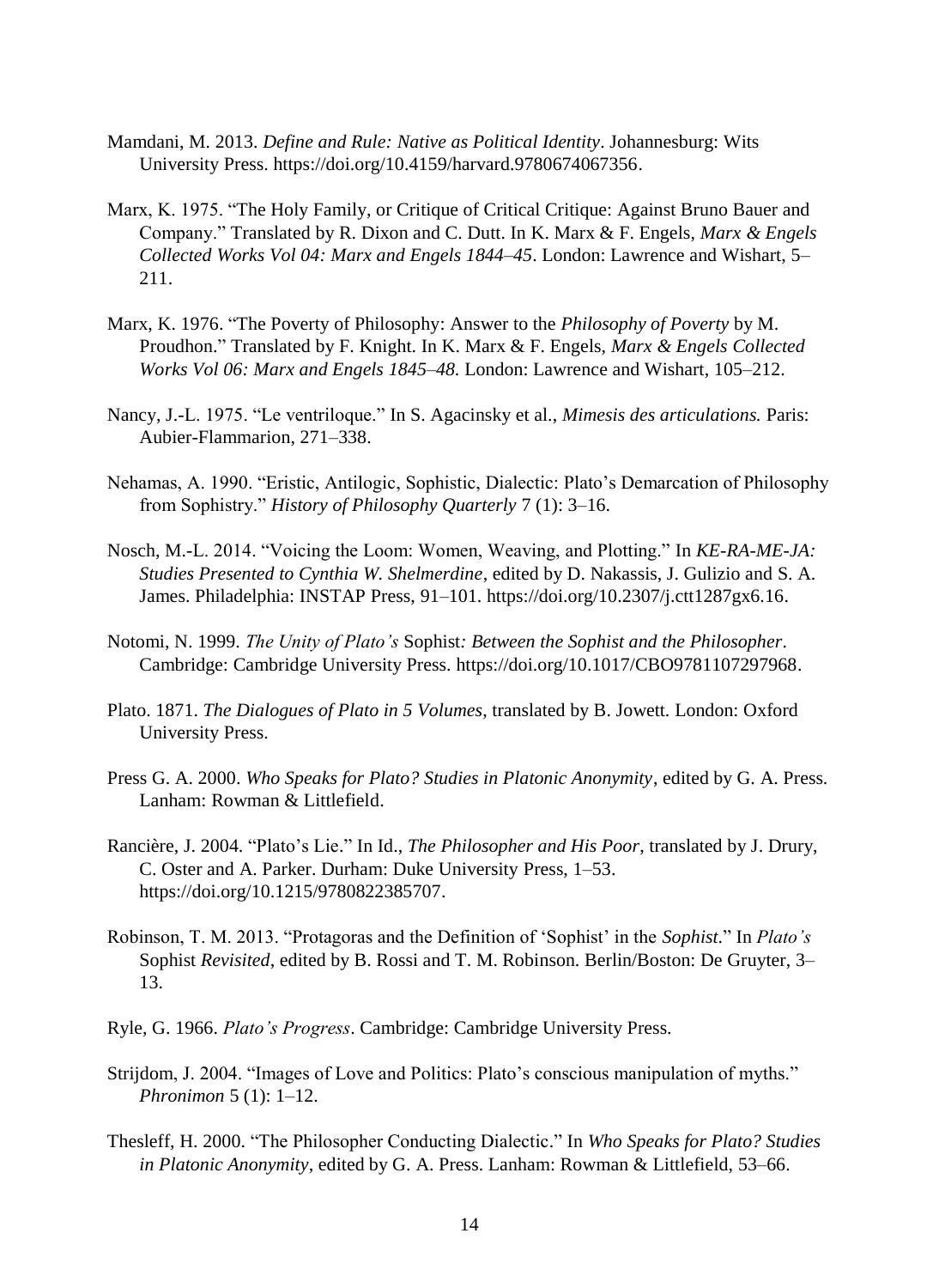Mamdani, M. 2013. *Define and Rule: Native as Political Identity*. Johannesburg: Wits University Press. https://doi.org/10.4159/harvard.9780674067356.

Marx, K. 1975. "The Holy Family, or Critique of Critical Critique: Against Bruno Bauer and Company." Translated by R. Dixon and C. Dutt. In K. Marx & F. Engels, *Marx & Engels Collected Works Vol 04: Marx and Engels 1844–45*. London: Lawrence and Wishart, 5–211.

Marx, K. 1976. "The Poverty of Philosophy: Answer to the *Philosophy of Poverty* by M. Proudhon." Translated by F. Knight. In K. Marx & F. Engels, *Marx & Engels Collected Works Vol 06: Marx and Engels 1845–48*. London: Lawrence and Wishart, 105–212.

Nancy, J.-L. 1975. "Le ventriloque." In S. Agacinsky et al., *Mimesis des articulations.* Paris: Aubier-Flammarion, 271–338.

Nehamas, A. 1990. "Eristic, Antilogic, Sophistic, Dialectic: Plato's Demarcation of Philosophy from Sophistry." *History of Philosophy Quarterly* 7 (1): 3–16.

Nosch, M.-L. 2014. "Voicing the Loom: Women, Weaving, and Plotting." In *KE-RA-ME-JA: Studies Presented to Cynthia W. Shelmerdine*, edited by D. Nakassis, J. Gulizio and S. A. James. Philadelphia: INSTAP Press, 91–101. https://doi.org/10.2307/j.ctt1287gx6.16.

Notomi, N. 1999. *The Unity of Plato's* Sophist*: Between the Sophist and the Philosopher*. Cambridge: Cambridge University Press. https://doi.org/10.1017/CBO9781107297968.

Plato. 1871. *The Dialogues of Plato in 5 Volumes*, translated by B. Jowett. London: Oxford University Press.

Press G. A. 2000. *Who Speaks for Plato? Studies in Platonic Anonymity*, edited by G. A. Press. Lanham: Rowman & Littlefield.

Rancière, J. 2004. "Plato's Lie." In Id., *The Philosopher and His Poor*, translated by J. Drury, C. Oster and A. Parker. Durham: Duke University Press, 1–53. https://doi.org/10.1215/9780822385707.

Robinson, T. M. 2013. "Protagoras and the Definition of 'Sophist' in the *Sophist.*" In *Plato's* Sophist *Revisited*, edited by B. Rossi and T. M. Robinson. Berlin/Boston: De Gruyter, 3–13.

Ryle, G. 1966. *Plato's Progress*. Cambridge: Cambridge University Press.

Strijdom, J. 2004. "Images of Love and Politics: Plato's conscious manipulation of myths." *Phronimon* 5 (1): 1–12.

Thesleff, H. 2000. "The Philosopher Conducting Dialectic." In *Who Speaks for Plato? Studies in Platonic Anonymity*, edited by G. A. Press. Lanham: Rowman & Littlefield, 53–66.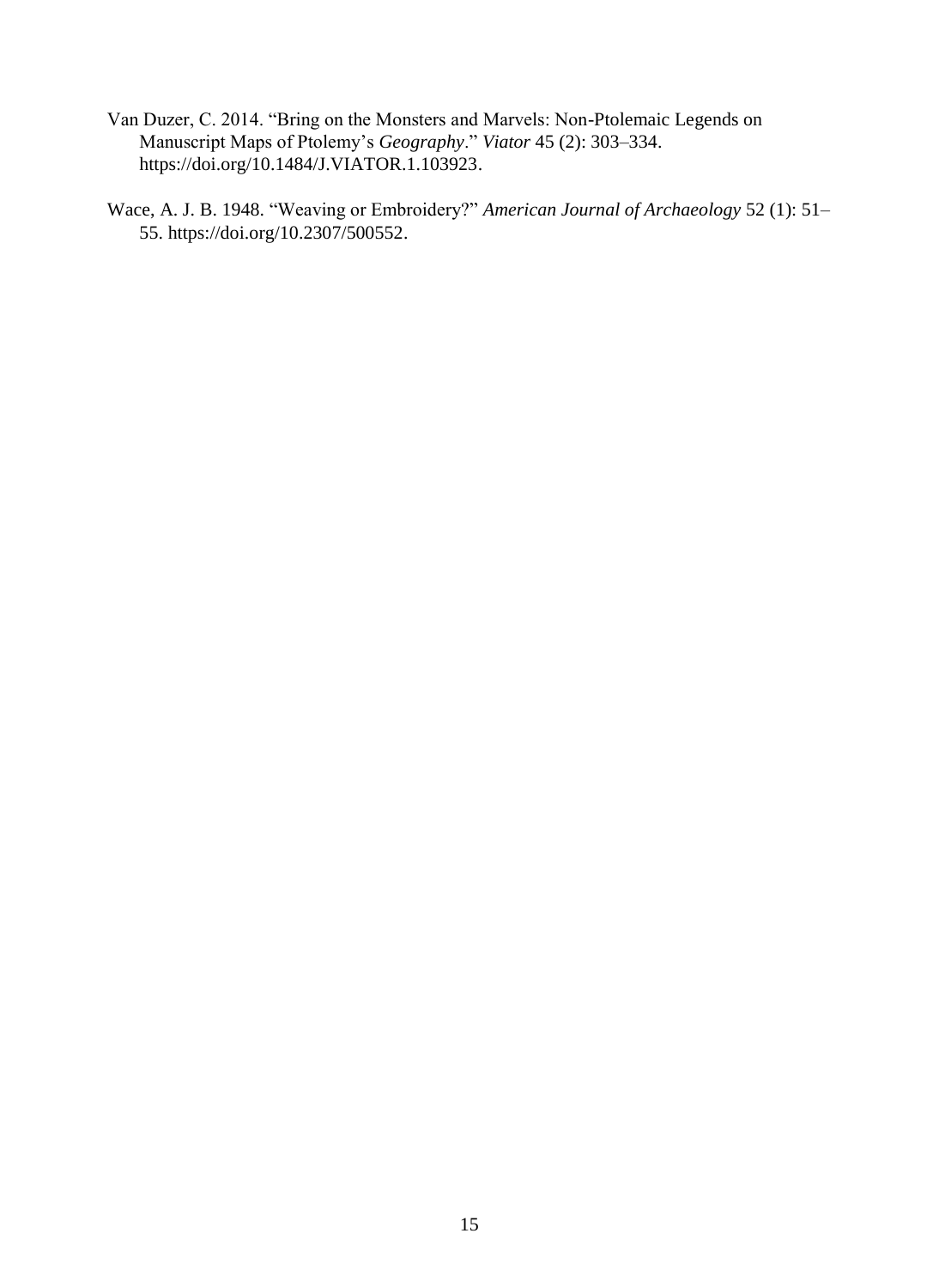Van Duzer, C. 2014. "Bring on the Monsters and Marvels: Non-Ptolemaic Legends on Manuscript Maps of Ptolemy's *Geography*." *Viator* 45 (2): 303–334. https://doi.org/10.1484/J.VIATOR.1.103923.

Wace, A. J. B. 1948. "Weaving or Embroidery?" *American Journal of Archaeology* 52 (1): 51–55. https://doi.org/10.2307/500552.